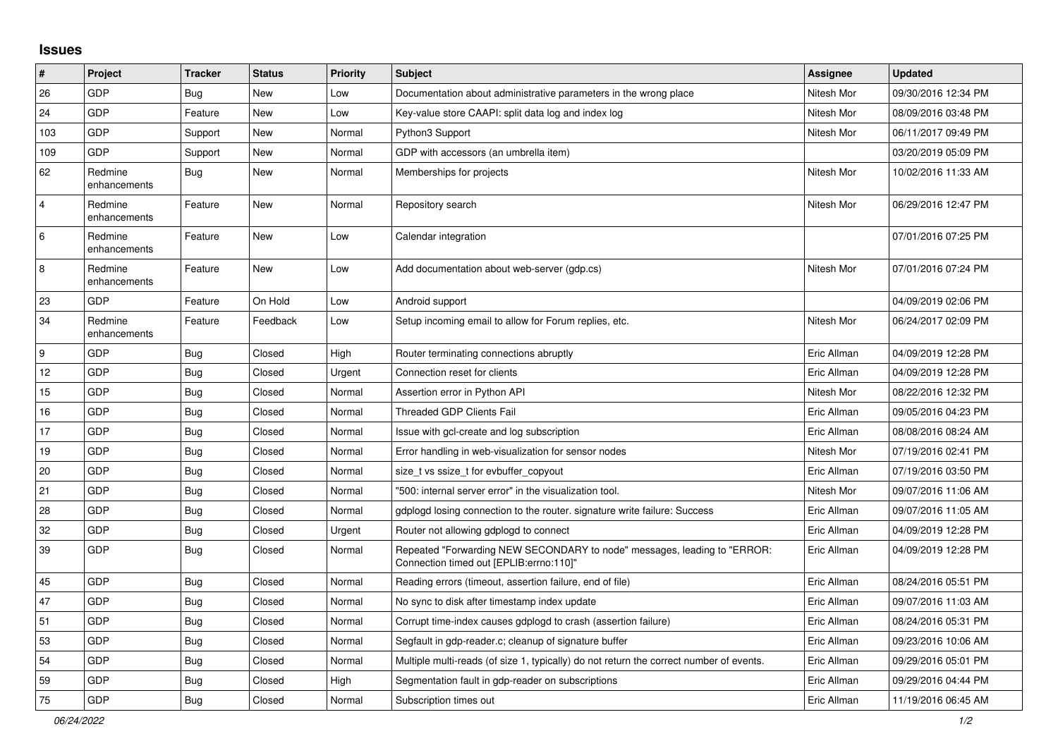## Issues

| # | Project | Tracker | Status | Priority | Subject | Assignee | Updated |
|---|---|---|---|---|---|---|---|
| 26 | GDP | Bug | New | Low | Documentation about administrative parameters in the wrong place | Nitesh Mor | 09/30/2016 12:34 PM |
| 24 | GDP | Feature | New | Low | Key-value store CAAPI: split data log and index log | Nitesh Mor | 08/09/2016 03:48 PM |
| 103 | GDP | Support | New | Normal | Python3 Support | Nitesh Mor | 06/11/2017 09:49 PM |
| 109 | GDP | Support | New | Normal | GDP with accessors (an umbrella item) | | 03/20/2019 05:09 PM |
| 62 | Redmine enhancements | Bug | New | Normal | Memberships for projects | Nitesh Mor | 10/02/2016 11:33 AM |
| 4 | Redmine enhancements | Feature | New | Normal | Repository search | Nitesh Mor | 06/29/2016 12:47 PM |
| 6 | Redmine enhancements | Feature | New | Low | Calendar integration | | 07/01/2016 07:25 PM |
| 8 | Redmine enhancements | Feature | New | Low | Add documentation about web-server (gdp.cs) | Nitesh Mor | 07/01/2016 07:24 PM |
| 23 | GDP | Feature | On Hold | Low | Android support | | 04/09/2019 02:06 PM |
| 34 | Redmine enhancements | Feature | Feedback | Low | Setup incoming email to allow for Forum replies, etc. | Nitesh Mor | 06/24/2017 02:09 PM |
| 9 | GDP | Bug | Closed | High | Router terminating connections abruptly | Eric Allman | 04/09/2019 12:28 PM |
| 12 | GDP | Bug | Closed | Urgent | Connection reset for clients | Eric Allman | 04/09/2019 12:28 PM |
| 15 | GDP | Bug | Closed | Normal | Assertion error in Python API | Nitesh Mor | 08/22/2016 12:32 PM |
| 16 | GDP | Bug | Closed | Normal | Threaded GDP Clients Fail | Eric Allman | 09/05/2016 04:23 PM |
| 17 | GDP | Bug | Closed | Normal | Issue with gcl-create and log subscription | Eric Allman | 08/08/2016 08:24 AM |
| 19 | GDP | Bug | Closed | Normal | Error handling in web-visualization for sensor nodes | Nitesh Mor | 07/19/2016 02:41 PM |
| 20 | GDP | Bug | Closed | Normal | size_t vs ssize_t for evbuffer_copyout | Eric Allman | 07/19/2016 03:50 PM |
| 21 | GDP | Bug | Closed | Normal | "500: internal server error" in the visualization tool. | Nitesh Mor | 09/07/2016 11:06 AM |
| 28 | GDP | Bug | Closed | Normal | gdplogd losing connection to the router. signature write failure: Success | Eric Allman | 09/07/2016 11:05 AM |
| 32 | GDP | Bug | Closed | Urgent | Router not allowing gdplogd to connect | Eric Allman | 04/09/2019 12:28 PM |
| 39 | GDP | Bug | Closed | Normal | Repeated "Forwarding NEW SECONDARY to node" messages, leading to "ERROR: Connection timed out [EPLIB:errno:110]" | Eric Allman | 04/09/2019 12:28 PM |
| 45 | GDP | Bug | Closed | Normal | Reading errors (timeout, assertion failure, end of file) | Eric Allman | 08/24/2016 05:51 PM |
| 47 | GDP | Bug | Closed | Normal | No sync to disk after timestamp index update | Eric Allman | 09/07/2016 11:03 AM |
| 51 | GDP | Bug | Closed | Normal | Corrupt time-index causes gdplogd to crash (assertion failure) | Eric Allman | 08/24/2016 05:31 PM |
| 53 | GDP | Bug | Closed | Normal | Segfault in gdp-reader.c; cleanup of signature buffer | Eric Allman | 09/23/2016 10:06 AM |
| 54 | GDP | Bug | Closed | Normal | Multiple multi-reads (of size 1, typically) do not return the correct number of events. | Eric Allman | 09/29/2016 05:01 PM |
| 59 | GDP | Bug | Closed | High | Segmentation fault in gdp-reader on subscriptions | Eric Allman | 09/29/2016 04:44 PM |
| 75 | GDP | Bug | Closed | Normal | Subscription times out | Eric Allman | 11/19/2016 06:45 AM |

*06/24/2022*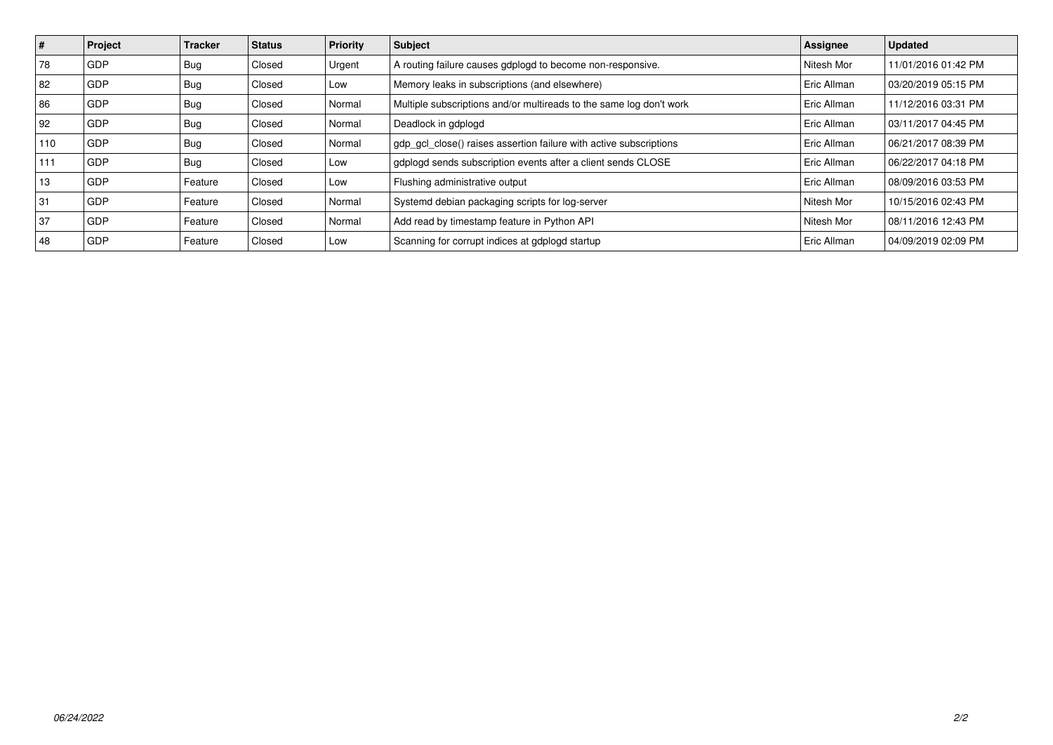| # | Project | Tracker | Status | Priority | Subject | Assignee | Updated |
|---|---|---|---|---|---|---|---|
| 78 | GDP | Bug | Closed | Urgent | A routing failure causes gdplogd to become non-responsive. | Nitesh Mor | 11/01/2016 01:42 PM |
| 82 | GDP | Bug | Closed | Low | Memory leaks in subscriptions (and elsewhere) | Eric Allman | 03/20/2019 05:15 PM |
| 86 | GDP | Bug | Closed | Normal | Multiple subscriptions and/or multireads to the same log don't work | Eric Allman | 11/12/2016 03:31 PM |
| 92 | GDP | Bug | Closed | Normal | Deadlock in gdplogd | Eric Allman | 03/11/2017 04:45 PM |
| 110 | GDP | Bug | Closed | Normal | gdp_gcl_close() raises assertion failure with active subscriptions | Eric Allman | 06/21/2017 08:39 PM |
| 111 | GDP | Bug | Closed | Low | gdplogd sends subscription events after a client sends CLOSE | Eric Allman | 06/22/2017 04:18 PM |
| 13 | GDP | Feature | Closed | Low | Flushing administrative output | Eric Allman | 08/09/2016 03:53 PM |
| 31 | GDP | Feature | Closed | Normal | Systemd debian packaging scripts for log-server | Nitesh Mor | 10/15/2016 02:43 PM |
| 37 | GDP | Feature | Closed | Normal | Add read by timestamp feature in Python API | Nitesh Mor | 08/11/2016 12:43 PM |
| 48 | GDP | Feature | Closed | Low | Scanning for corrupt indices at gdplogd startup | Eric Allman | 04/09/2019 02:09 PM |